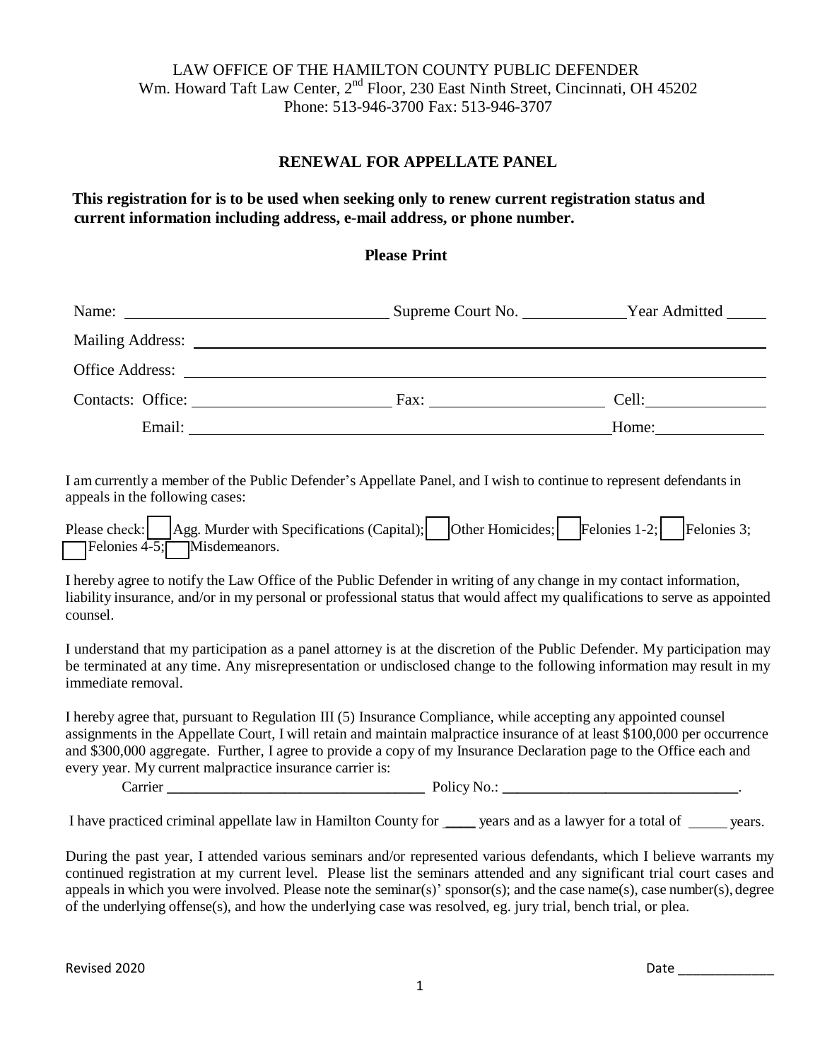LAW OFFICE OF THE HAMILTON COUNTY PUBLIC DEFENDER
Wm. Howard Taft Law Center, 2nd Floor, 230 East Ninth Street, Cincinnati, OH 45202
Phone: 513-946-3700 Fax: 513-946-3707

## RENEWAL FOR APPELLATE PANEL

**This registration for is to be used when seeking only to renew current registration status and current information including address, e-mail address, or phone number.**

**Please Print**

Name: ______________________________ Supreme Court No. ____________ Year Admitted _____

Mailing Address: ______________________________________________________________

Office Address: _______________________________________________________________

Contacts: Office: ______________________ Fax: ____________________ Cell: ______________

Email: ______________________________________________ Home: ______________

I am currently a member of the Public Defender's Appellate Panel, and I wish to continue to represent defendants in appeals in the following cases:

Please check: ☐ Agg. Murder with Specifications (Capital); ☐ Other Homicides; ☐ Felonies 1-2; ☐ Felonies 3; ☐ Felonies 4-5; ☐ Misdemeanors.

I hereby agree to notify the Law Office of the Public Defender in writing of any change in my contact information, liability insurance, and/or in my personal or professional status that would affect my qualifications to serve as appointed counsel.

I understand that my participation as a panel attorney is at the discretion of the Public Defender. My participation may be terminated at any time. Any misrepresentation or undisclosed change to the following information may result in my immediate removal.

I hereby agree that, pursuant to Regulation III (5) Insurance Compliance, while accepting any appointed counsel assignments in the Appellate Court, I will retain and maintain malpractice insurance of at least $100,000 per occurrence and $300,000 aggregate. Further, I agree to provide a copy of my Insurance Declaration page to the Office each and every year. My current malpractice insurance carrier is:

Carrier __________________________________ Policy No.: _______________________________.

I have practiced criminal appellate law in Hamilton County for ____ years and as a lawyer for a total of _____ years.

During the past year, I attended various seminars and/or represented various defendants, which I believe warrants my continued registration at my current level. Please list the seminars attended and any significant trial court cases and appeals in which you were involved. Please note the seminar(s)' sponsor(s); and the case name(s), case number(s), degree of the underlying offense(s), and how the underlying case was resolved, eg. jury trial, bench trial, or plea.

Revised 2020

Date _____________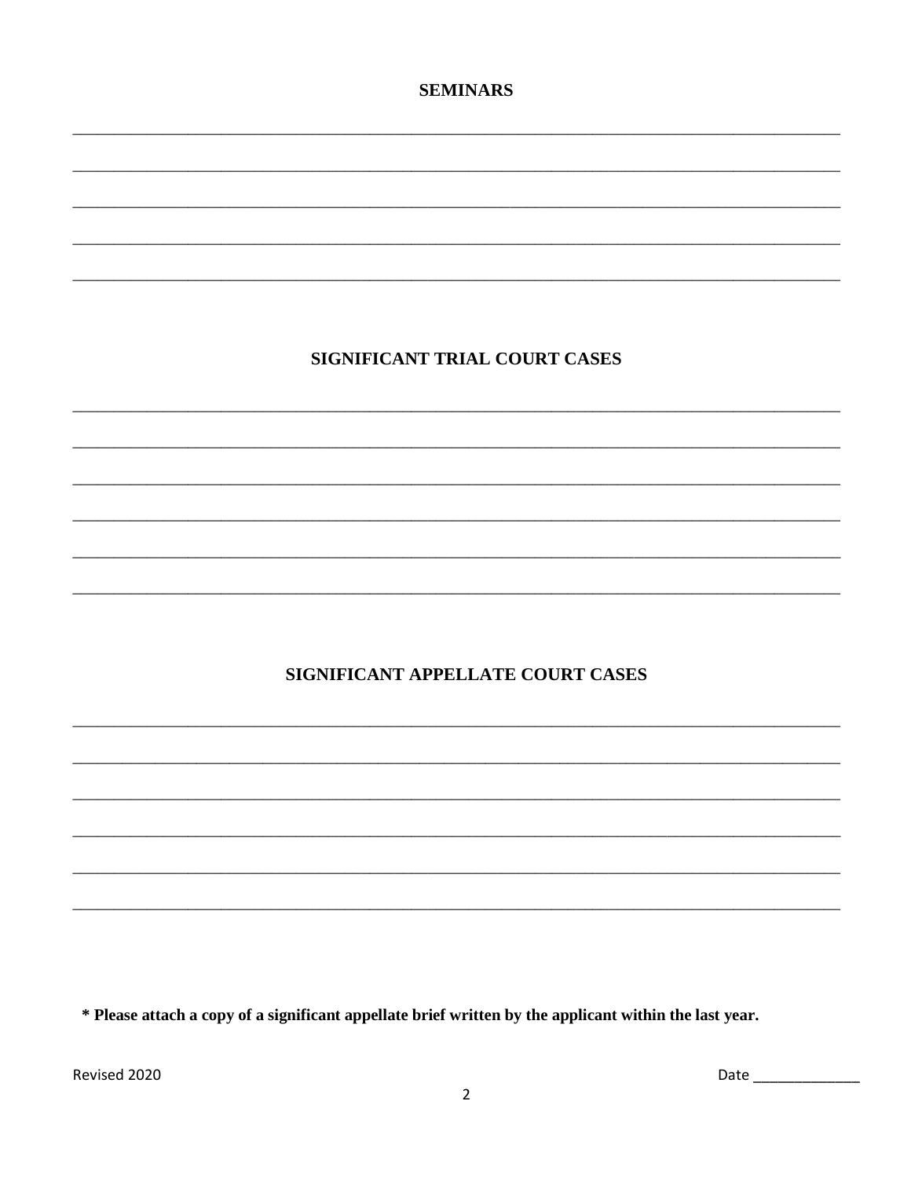## SEMINARS

_______________________________________________________________________________

_______________________________________________________________________________

_______________________________________________________________________________

_______________________________________________________________________________

_______________________________________________________________________________

## SIGNIFICANT TRIAL COURT CASES

_______________________________________________________________________________

_______________________________________________________________________________

_______________________________________________________________________________

_______________________________________________________________________________

_______________________________________________________________________________

_______________________________________________________________________________

## SIGNIFICANT APPELLATE COURT CASES

_______________________________________________________________________________

_______________________________________________________________________________

_______________________________________________________________________________

_______________________________________________________________________________

_______________________________________________________________________________

_______________________________________________________________________________

**\* Please attach a copy of a significant appellate brief written by the applicant within the last year.**

Revised 2020

Date _____________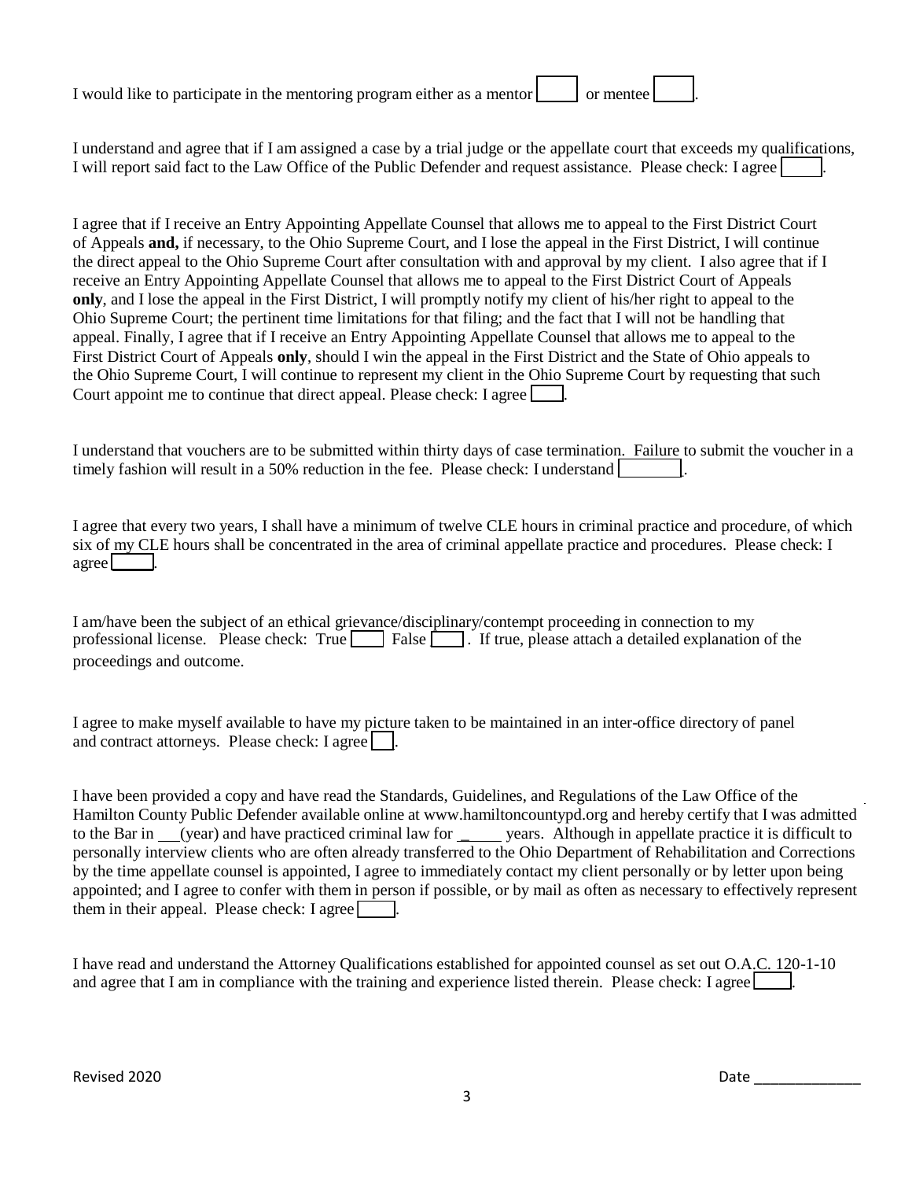I would like to participate in the mentoring program either as a mentor [ ] or mentee [ ].

I understand and agree that if I am assigned a case by a trial judge or the appellate court that exceeds my qualifications, I will report said fact to the Law Office of the Public Defender and request assistance. Please check: I agree [ ].

I agree that if I receive an Entry Appointing Appellate Counsel that allows me to appeal to the First District Court of Appeals **and,** if necessary, to the Ohio Supreme Court, and I lose the appeal in the First District, I will continue the direct appeal to the Ohio Supreme Court after consultation with and approval by my client. I also agree that if I receive an Entry Appointing Appellate Counsel that allows me to appeal to the First District Court of Appeals **only**, and I lose the appeal in the First District, I will promptly notify my client of his/her right to appeal to the Ohio Supreme Court; the pertinent time limitations for that filing; and the fact that I will not be handling that appeal. Finally, I agree that if I receive an Entry Appointing Appellate Counsel that allows me to appeal to the First District Court of Appeals **only**, should I win the appeal in the First District and the State of Ohio appeals to the Ohio Supreme Court, I will continue to represent my client in the Ohio Supreme Court by requesting that such Court appoint me to continue that direct appeal. Please check: I agree [ ].

I understand that vouchers are to be submitted within thirty days of case termination. Failure to submit the voucher in a timely fashion will result in a 50% reduction in the fee. Please check: I understand [ ].

I agree that every two years, I shall have a minimum of twelve CLE hours in criminal practice and procedure, of which six of my CLE hours shall be concentrated in the area of criminal appellate practice and procedures. Please check: I agree [ ].

I am/have been the subject of an ethical grievance/disciplinary/contempt proceeding in connection to my professional license. Please check: True [ ] False [ ]. If true, please attach a detailed explanation of the proceedings and outcome.

I agree to make myself available to have my picture taken to be maintained in an inter-office directory of panel and contract attorneys. Please check: I agree [ ].

I have been provided a copy and have read the Standards, Guidelines, and Regulations of the Law Office of the Hamilton County Public Defender available online at www.hamiltoncountypd.org and hereby certify that I was admitted to the Bar in ___(year) and have practiced criminal law for _____ years. Although in appellate practice it is difficult to personally interview clients who are often already transferred to the Ohio Department of Rehabilitation and Corrections by the time appellate counsel is appointed, I agree to immediately contact my client personally or by letter upon being appointed; and I agree to confer with them in person if possible, or by mail as often as necessary to effectively represent them in their appeal. Please check: I agree [ ].

I have read and understand the Attorney Qualifications established for appointed counsel as set out O.A.C. 120-1-10 and agree that I am in compliance with the training and experience listed therein. Please check: I agree [ ].

Revised 2020

Date _____________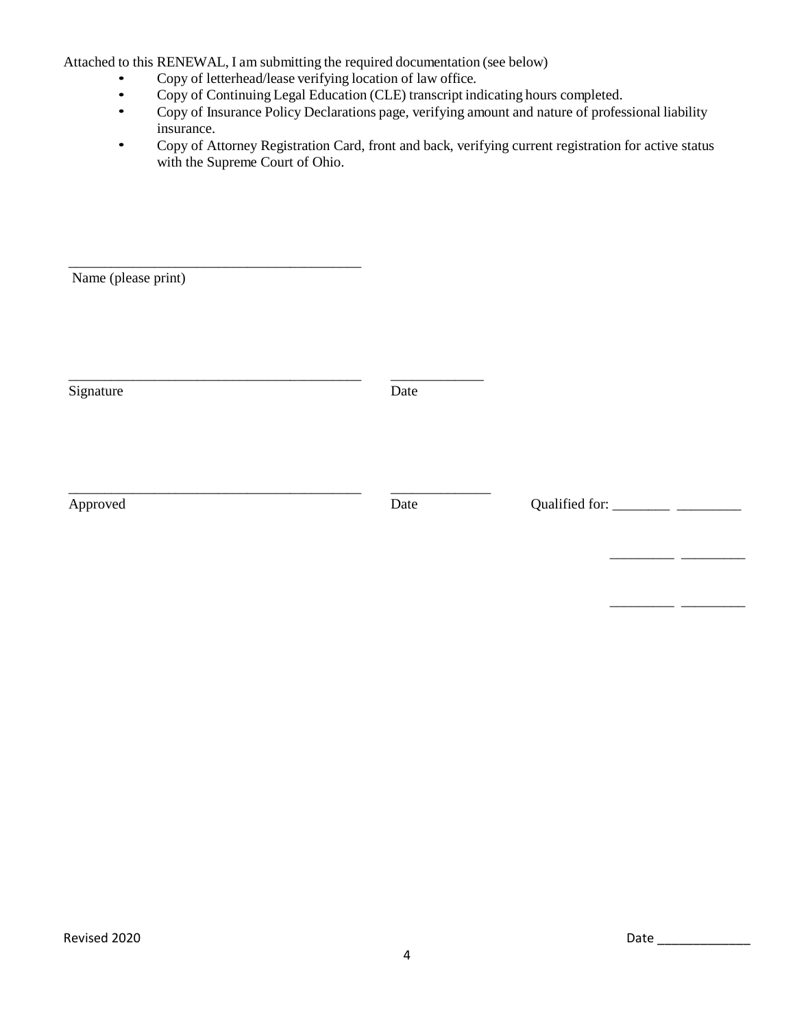Attached to this RENEWAL, I am submitting the required documentation (see below)

- Copy of letterhead/lease verifying location of law office.
- Copy of Continuing Legal Education (CLE) transcript indicating hours completed.
- Copy of Insurance Policy Declarations page, verifying amount and nature of professional liability insurance.
- Copy of Attorney Registration Card, front and back, verifying current registration for active status with the Supreme Court of Ohio.

_________________________________________
Name (please print)

_________________________________________ _____________
Signature Date

_________________________________________ ______________
Approved Date Qualified for: ________ _________

________ _________

________ _________

Revised 2020 Date _____________